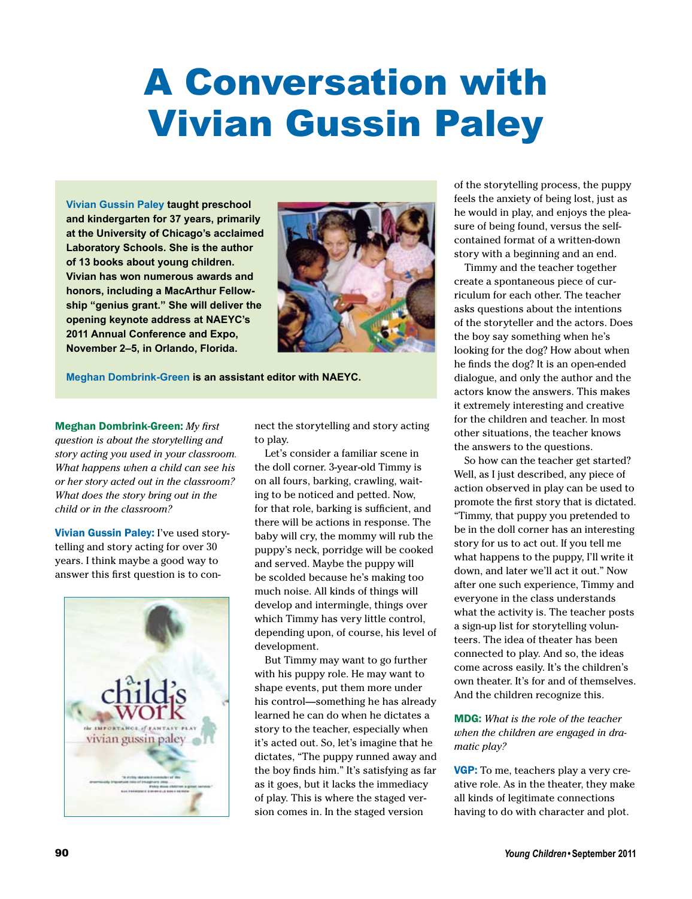# A Conversation with Vivian Gussin Paley

**Vivian Gussin Paley taught preschool and kindergarten for 37 years, primarily at the University of Chicago's acclaimed Laboratory Schools. She is the author of 13 books about young children. Vivian has won numerous awards and honors, including a MacArthur Fellowship "genius grant." She will deliver the opening keynote address at NAEYC's 2011 Annual Conference and Expo, November 2–5, in Orlando, Florida.**

**Meghan Dombrink-Green is an assistant editor with NAEYC.**

**Meghan Dombrink-Green:** *My first question is about the storytelling and story acting you used in your classroom. What happens when a child can see his or her story acted out in the classroom? What does the story bring out in the child or in the classroom?*

**Vivian Gussin Paley:** I've used storytelling and story acting for over 30 years. I think maybe a good way to answer this first question is to connect the storytelling and story acting to play.

Let's consider a familiar scene in the doll corner. 3-year-old Timmy is on all fours, barking, crawling, waiting to be noticed and petted. Now, for that role, barking is sufficient, and there will be actions in response. The baby will cry, the mommy will rub the puppy's neck, porridge will be cooked and served. Maybe the puppy will be scolded because he's making too much noise. All kinds of things will develop and intermingle, things over which Timmy has very little control, depending upon, of course, his level of development.

But Timmy may want to go further with his puppy role. He may want to shape events, put them more under his control—something he has already learned he can do when he dictates a story to the teacher, especially when it's acted out. So, let's imagine that he dictates, "The puppy runned away and the boy finds him." It's satisfying as far as it goes, but it lacks the immediacy of play. This is where the staged version comes in. In the staged version of the storytelling process, the puppy feels the anxiety of being lost, just as he would in play, and enjoys the pleasure of being found, versus the self-contained format of a written-down story with a beginning and an end.

Timmy and the teacher together create a spontaneous piece of curriculum for each other. The teacher asks questions about the intentions of the storyteller and the actors. Does the boy say something when he's looking for the dog? How about when he finds the dog? It is an open-ended dialogue, and only the author and the actors know the answers. This makes it extremely interesting and creative for the children and teacher. In most other situations, the teacher knows the answers to the questions.

So how can the teacher get started? Well, as I just described, any piece of action observed in play can be used to promote the first story that is dictated. "Timmy, that puppy you pretended to be in the doll corner has an interesting story for us to act out. If you tell me what happens to the puppy, I'll write it down, and later we'll act it out." Now after one such experience, Timmy and everyone in the class understands what the activity is. The teacher posts a sign-up list for storytelling volunteers. The idea of theater has been connected to play. And so, the ideas come across easily. It's the children's own theater. It's for and of themselves. And the children recognize this.

**MDG:** *What is the role of the teacher when the children are engaged in dramatic play?*

**VGP:** To me, teachers play a very creative role. As in the theater, they make all kinds of legitimate connections having to do with character and plot.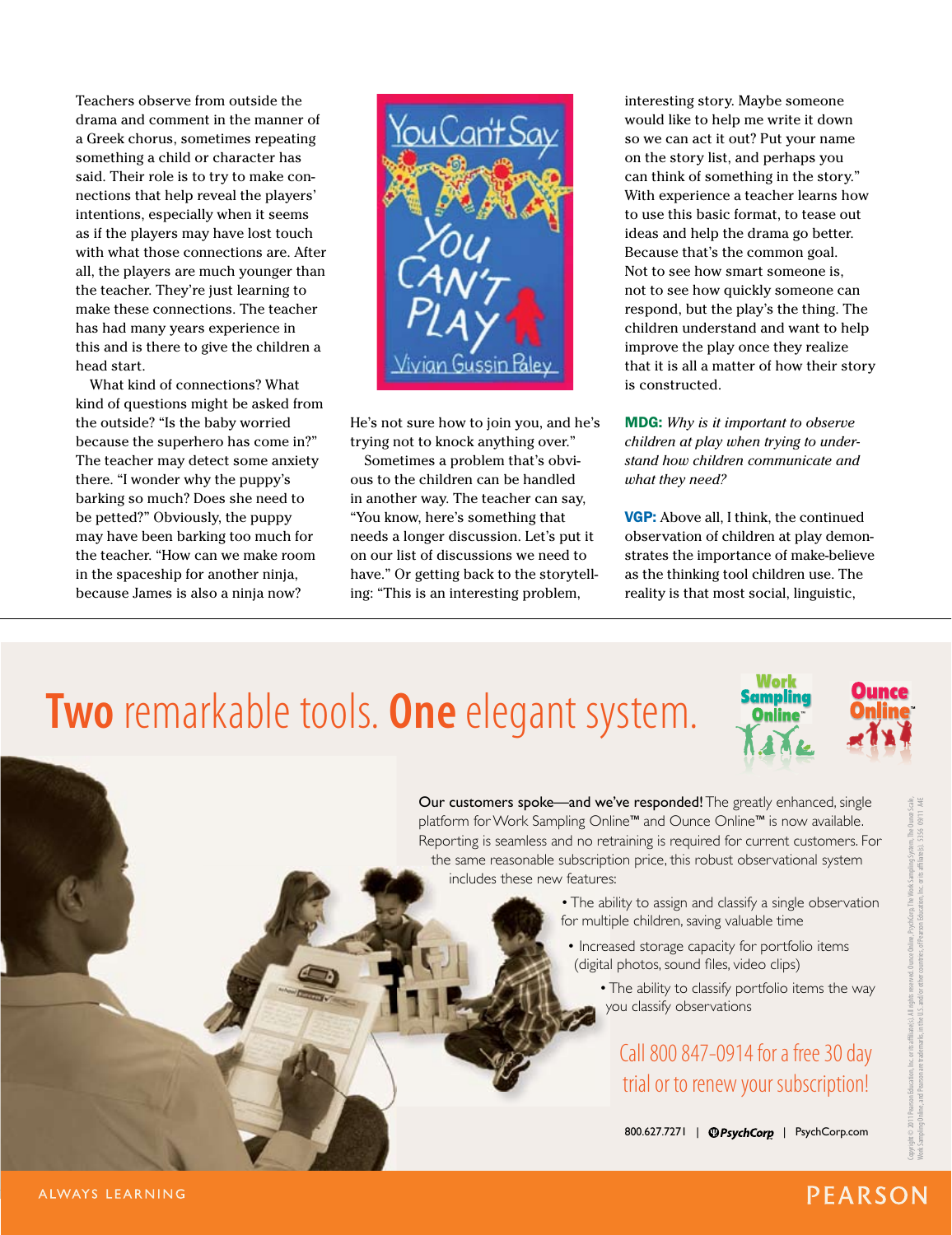Teachers observe from outside the drama and comment in the manner of a Greek chorus, sometimes repeating something a child or character has said. Their role is to try to make connections that help reveal the players' intentions, especially when it seems as if the players may have lost touch with what those connections are. After all, the players are much younger than the teacher. They're just learning to make these connections. The teacher has had many years experience in this and is there to give the children a head start.

What kind of connections? What kind of questions might be asked from the outside? "Is the baby worried because the superhero has come in?" The teacher may detect some anxiety there. "I wonder why the puppy's barking so much? Does she need to be petted?" Obviously, the puppy may have been barking too much for the teacher. "How can we make room in the spaceship for another ninja, because James is also a ninja now? He's not sure how to join you, and he's trying not to knock anything over."

Sometimes a problem that's obvious to the children can be handled in another way. The teacher can say, "You know, here's something that needs a longer discussion. Let's put it on our list of discussions we need to have." Or getting back to the storytelling: "This is an interesting problem, interesting story. Maybe someone would like to help me write it down so we can act it out? Put your name on the story list, and perhaps you can think of something in the story." With experience a teacher learns how to use this basic format, to tease out ideas and help the drama go better. Because that's the common goal. Not to see how smart someone is, not to see how quickly someone can respond, but the play's the thing. The children understand and want to help improve the play once they realize that it is all a matter of how their story is constructed.

**MDG:** *Why is it important to observe children at play when trying to understand how children communicate and what they need?*

**VGP:** Above all, I think, the continued observation of children at play demonstrates the importance of make-believe as the thinking tool children use. The reality is that most social, linguistic,

# **Two** remarkable tools. **One** elegant system.

Work Sampling Online™ | Ounce Online™

**Our customers spoke—and we've responded!** The greatly enhanced, single platform for Work Sampling Online™ and Ounce Online™ is now available. Reporting is seamless and no retraining is required for current customers. For the same reasonable subscription price, this robust observational system includes these new features:

- The ability to assign and classify a single observation for multiple children, saving valuable time
- Increased storage capacity for portfolio items (digital photos, sound files, video clips)
- The ability to classify portfolio items the way you classify observations

Call 800 847-0914 for a free 30 day trial or to renew your subscription!

800.627.7271 | PsychCorp | PsychCorp.com

Copyright © 2011 Pearson Education, Inc. or its affiliate(s). All rights reserved. Ounce Online, PsychCorp, The Work Sampling System, The Ounce Scale, Work Sampling Online, and Pearson are trademarks, in the U.S. and/or other countries, of Pearson Education, Inc. or its affiliate(s). 5356 09/11 A4E

ALWAYS LEARNING

PEARSON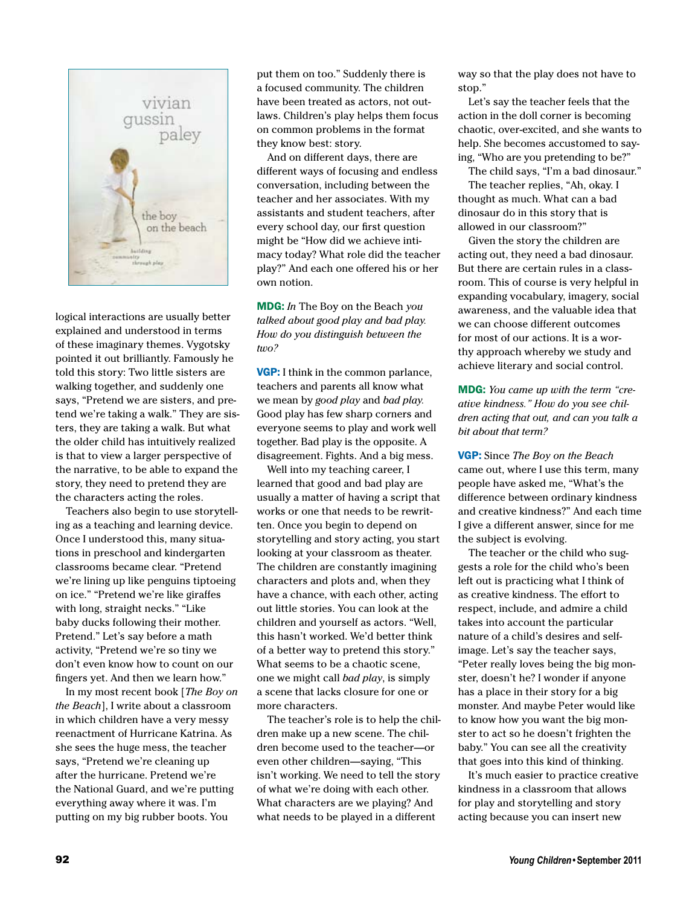logical interactions are usually better explained and understood in terms of these imaginary themes. Vygotsky pointed it out brilliantly. Famously he told this story: Two little sisters are walking together, and suddenly one says, "Pretend we are sisters, and pretend we're taking a walk." They are sisters, they are taking a walk. But what the older child has intuitively realized is that to view a larger perspective of the narrative, to be able to expand the story, they need to pretend they are the characters acting the roles.

Teachers also begin to use storytelling as a teaching and learning device. Once I understood this, many situations in preschool and kindergarten classrooms became clear. "Pretend we're lining up like penguins tiptoeing on ice." "Pretend we're like giraffes with long, straight necks." "Like baby ducks following their mother. Pretend." Let's say before a math activity, "Pretend we're so tiny we don't even know how to count on our fingers yet. And then we learn how."

In my most recent book [*The Boy on the Beach*], I write about a classroom in which children have a very messy reenactment of Hurricane Katrina. As she sees the huge mess, the teacher says, "Pretend we're cleaning up after the hurricane. Pretend we're the National Guard, and we're putting everything away where it was. I'm putting on my big rubber boots. You put them on too." Suddenly there is a focused community. The children have been treated as actors, not outlaws. Children's play helps them focus on common problems in the format they know best: story.

And on different days, there are different ways of focusing and endless conversation, including between the teacher and her associates. With my assistants and student teachers, after every school day, our first question might be "How did we achieve intimacy today? What role did the teacher play?" And each one offered his or her own notion.

**MDG:** *In* The Boy on the Beach *you talked about good play and bad play. How do you distinguish between the two?*

**VGP:** I think in the common parlance, teachers and parents all know what we mean by *good play* and *bad play.* Good play has few sharp corners and everyone seems to play and work well together. Bad play is the opposite. A disagreement. Fights. And a big mess.

Well into my teaching career, I learned that good and bad play are usually a matter of having a script that works or one that needs to be rewritten. Once you begin to depend on storytelling and story acting, you start looking at your classroom as theater. The children are constantly imagining characters and plots and, when they have a chance, with each other, acting out little stories. You can look at the children and yourself as actors. "Well, this hasn't worked. We'd better think of a better way to pretend this story." What seems to be a chaotic scene, one we might call *bad play*, is simply a scene that lacks closure for one or more characters.

The teacher's role is to help the children make up a new scene. The children become used to the teacher—or even other children—saying, "This isn't working. We need to tell the story of what we're doing with each other. What characters are we playing? And what needs to be played in a different way so that the play does not have to stop."

Let's say the teacher feels that the action in the doll corner is becoming chaotic, over-excited, and she wants to help. She becomes accustomed to saying, "Who are you pretending to be?"

The child says, "I'm a bad dinosaur."

The teacher replies, "Ah, okay. I thought as much. What can a bad dinosaur do in this story that is allowed in our classroom?"

Given the story the children are acting out, they need a bad dinosaur. But there are certain rules in a classroom. This of course is very helpful in expanding vocabulary, imagery, social awareness, and the valuable idea that we can choose different outcomes for most of our actions. It is a worthy approach whereby we study and achieve literary and social control.

**MDG:** *You came up with the term "creative kindness." How do you see children acting that out, and can you talk a bit about that term?*

**VGP:** Since *The Boy on the Beach* came out, where I use this term, many people have asked me, "What's the difference between ordinary kindness and creative kindness?" And each time I give a different answer, since for me the subject is evolving.

The teacher or the child who suggests a role for the child who's been left out is practicing what I think of as creative kindness. The effort to respect, include, and admire a child takes into account the particular nature of a child's desires and self-image. Let's say the teacher says, "Peter really loves being the big monster, doesn't he? I wonder if anyone has a place in their story for a big monster. And maybe Peter would like to know how you want the big monster to act so he doesn't frighten the baby." You can see all the creativity that goes into this kind of thinking.

It's much easier to practice creative kindness in a classroom that allows for play and storytelling and story acting because you can insert new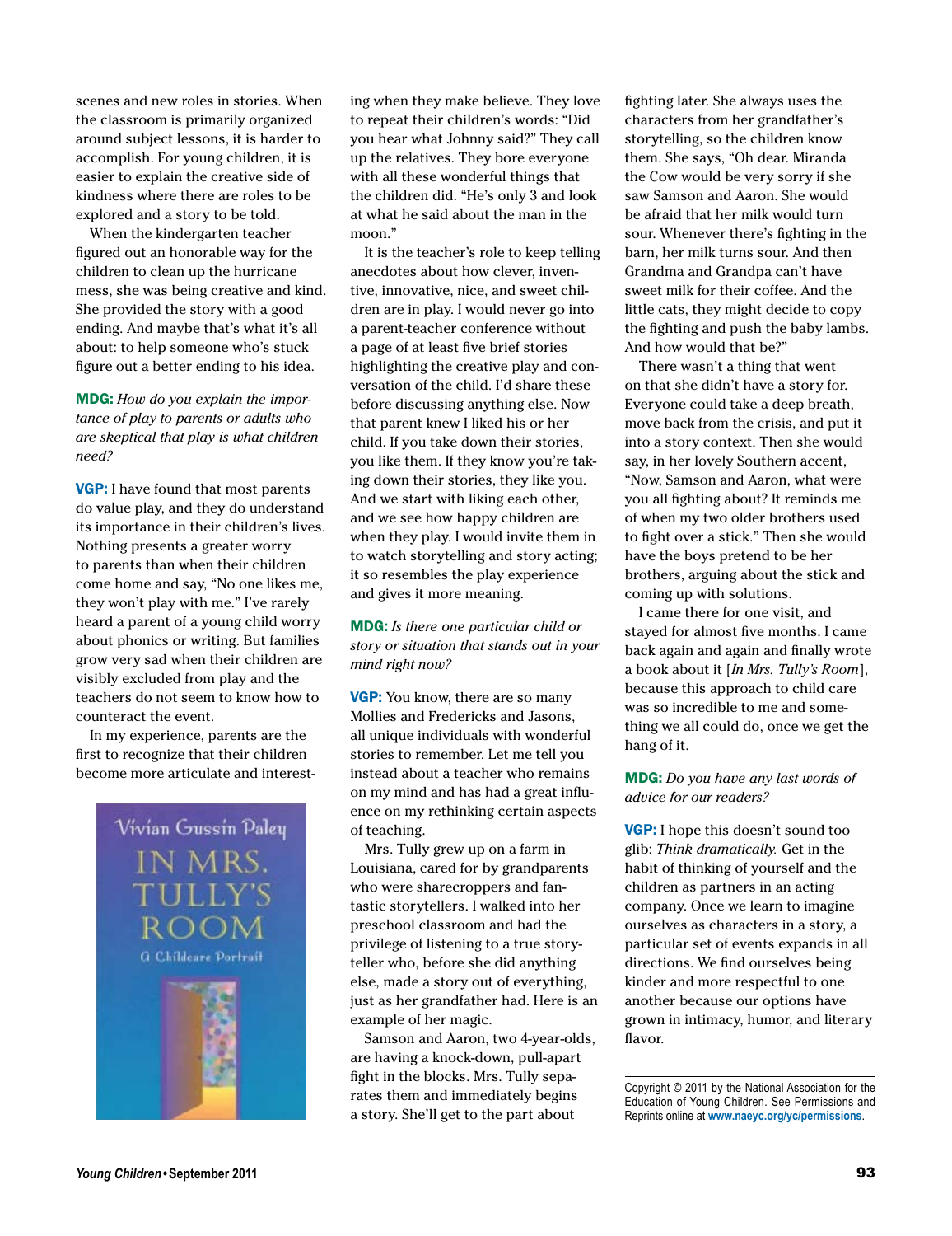scenes and new roles in stories. When the classroom is primarily organized around subject lessons, it is harder to accomplish. For young children, it is easier to explain the creative side of kindness where there are roles to be explored and a story to be told.

When the kindergarten teacher figured out an honorable way for the children to clean up the hurricane mess, she was being creative and kind. She provided the story with a good ending. And maybe that's what it's all about: to help someone who's stuck figure out a better ending to his idea.

**MDG:** *How do you explain the importance of play to parents or adults who are skeptical that play is what children need?*

**VGP:** I have found that most parents do value play, and they do understand its importance in their children's lives. Nothing presents a greater worry to parents than when their children come home and say, "No one likes me, they won't play with me." I've rarely heard a parent of a young child worry about phonics or writing. But families grow very sad when their children are visibly excluded from play and the teachers do not seem to know how to counteract the event.

In my experience, parents are the first to recognize that their children become more articulate and interesting when they make believe. They love to repeat their children's words: "Did you hear what Johnny said?" They call up the relatives. They bore everyone with all these wonderful things that the children did. "He's only 3 and look at what he said about the man in the moon."

It is the teacher's role to keep telling anecdotes about how clever, inventive, innovative, nice, and sweet children are in play. I would never go into a parent-teacher conference without a page of at least five brief stories highlighting the creative play and conversation of the child. I'd share these before discussing anything else. Now that parent knew I liked his or her child. If you take down their stories, you like them. If they know you're taking down their stories, they like you. And we start with liking each other, and we see how happy children are when they play. I would invite them in to watch storytelling and story acting; it so resembles the play experience and gives it more meaning.

**MDG:** *Is there one particular child or story or situation that stands out in your mind right now?*

**VGP:** You know, there are so many Mollies and Fredericks and Jasons, all unique individuals with wonderful stories to remember. Let me tell you instead about a teacher who remains on my mind and has had a great influence on my rethinking certain aspects of teaching.

Mrs. Tully grew up on a farm in Louisiana, cared for by grandparents who were sharecroppers and fantastic storytellers. I walked into her preschool classroom and had the privilege of listening to a true storyteller who, before she did anything else, made a story out of everything, just as her grandfather had. Here is an example of her magic.

Samson and Aaron, two 4-year-olds, are having a knock-down, pull-apart fight in the blocks. Mrs. Tully separates them and immediately begins a story. She'll get to the part about fighting later. She always uses the characters from her grandfather's storytelling, so the children know them. She says, "Oh dear. Miranda the Cow would be very sorry if she saw Samson and Aaron. She would be afraid that her milk would turn sour. Whenever there's fighting in the barn, her milk turns sour. And then Grandma and Grandpa can't have sweet milk for their coffee. And the little cats, they might decide to copy the fighting and push the baby lambs. And how would that be?"

There wasn't a thing that went on that she didn't have a story for. Everyone could take a deep breath, move back from the crisis, and put it into a story context. Then she would say, in her lovely Southern accent, "Now, Samson and Aaron, what were you all fighting about? It reminds me of when my two older brothers used to fight over a stick." Then she would have the boys pretend to be her brothers, arguing about the stick and coming up with solutions.

I came there for one visit, and stayed for almost five months. I came back again and again and finally wrote a book about it [*In Mrs. Tully's Room*], because this approach to child care was so incredible to me and something we all could do, once we get the hang of it.

**MDG:** *Do you have any last words of advice for our readers?*

**VGP:** I hope this doesn't sound too glib: *Think dramatically.* Get in the habit of thinking of yourself and the children as partners in an acting company. Once we learn to imagine ourselves as characters in a story, a particular set of events expands in all directions. We find ourselves being kinder and more respectful to one another because our options have grown in intimacy, humor, and literary flavor.

Vivian Gussin Paley
IN MRS. TULLY'S ROOM
A Childcare Portrait

Copyright © 2011 by the National Association for the Education of Young Children. See Permissions and Reprints online at www.naeyc.org/yc/permissions.